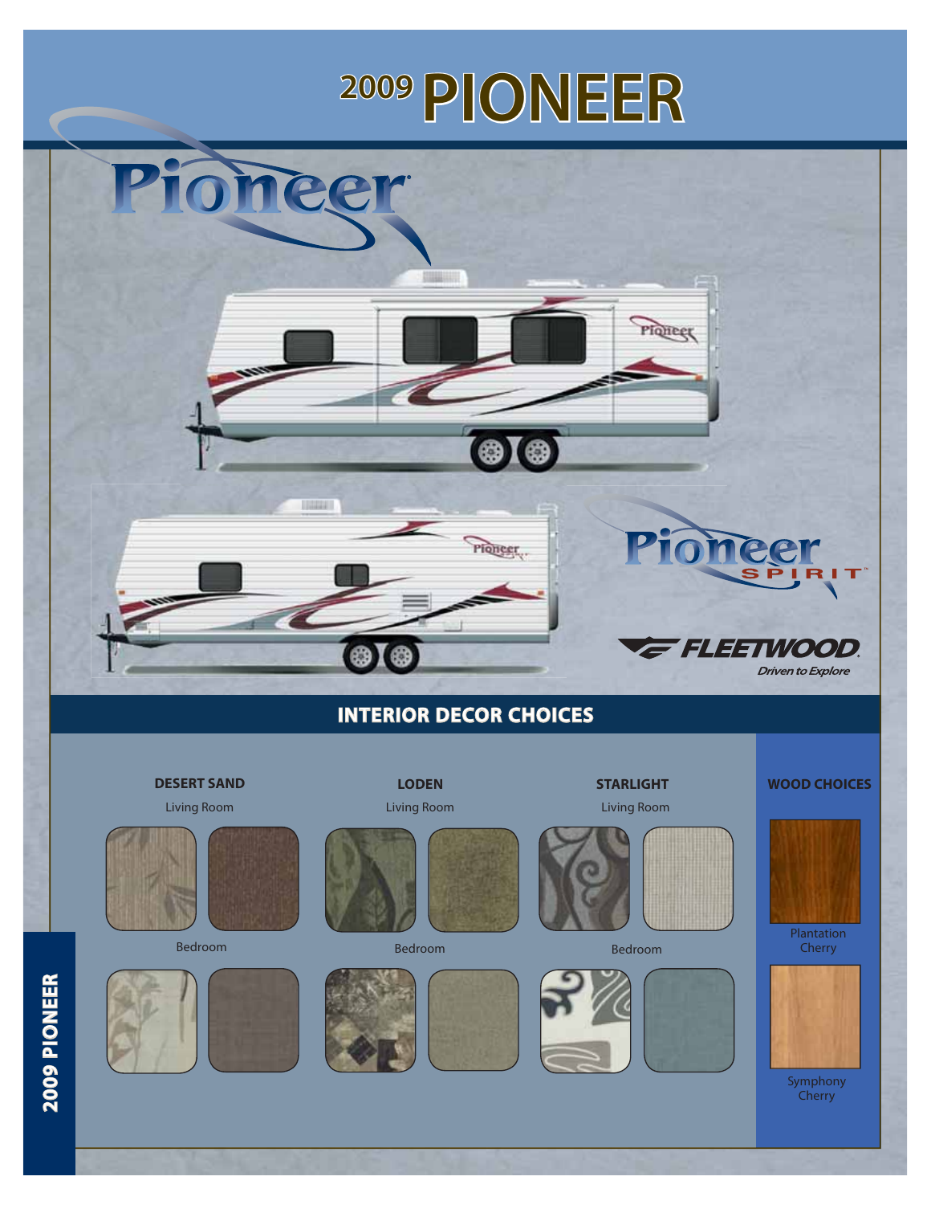# 2009 PIONEER

Pioneer

Pioneer SPIRIT

FLEETWOOD

*Driven to Explore*

## INTERIOR DECOR CHOICES

### DESERT SAND

Living Room

Bedroom

### LODEN

Living Room

Bedroom

### STARLIGHT

Living Room

Bedroom

### WOOD CHOICES

Plantation Cherry

Symphony Cherry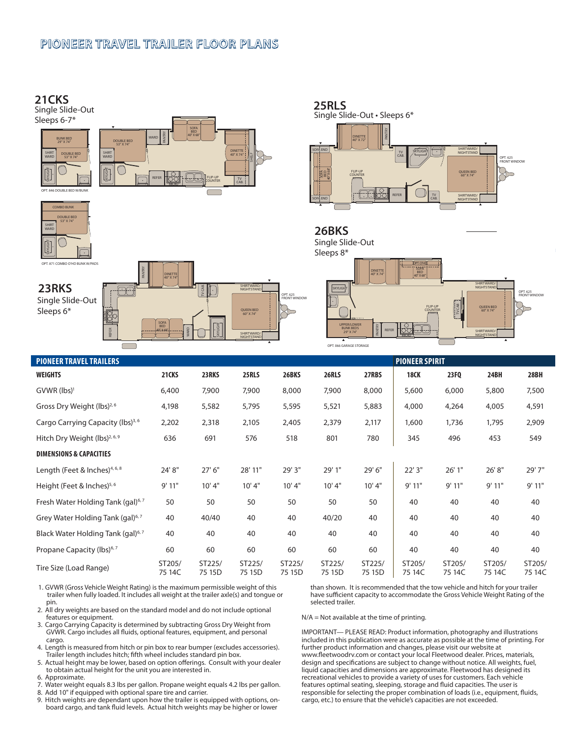# PIONEER TRAVEL TRAILER FLOOR PLANS

## 21CKS
Single Slide-Out
Sleeps 6-7*

BUNK BED 29" X 74"
SHIRT WARD
DOUBLE BED 53" X 74"
SKYLIGHT
OPT. 846 DOUBLE BED W/BUNK

DOUBLE BED 53" X 74"
SHIRT WARD
SKYLIGHT
WARD
PANTRY
SOFA BED 40" X 68"
DINETTE 40" X 74"
SHELF
REFER
FLIP-UP COUNTER
TV CAB.

COMBO BUNK
DOUBLE BED 53" X 74"
SHIRT WARD
SKYLIGHT
OPT. 871 COMBO O'HD BUNK W/PADS

## 25RLS
Single Slide-Out • Sleeps 6*

DINETTE 40" X 72"
PANTRY
SOFA END
SOFA BED 40" X 68"
SOFA END
TV CAB.
SKYLIGHT
SHIRTWARD/ NIGHTSTAND
QUEEN BED 60" X 74"
SHIRTWARD/ NIGHTSTAND
OPT. 625 FRONT WINDOW
FLIP-UP COUNTER
REFER
TV CAB.

## 26BKS
Single Slide-Out
Sleeps 8*

DINETTE 40" X 74"
OPT. O'HD
SOFA BED 40" X 68"
SKYLIGHT
UPPER/LOWER BUNK BEDS 29" X 74"
PANTRY
REFER
FLIP-UP COUNTER
TV CAB.
SHIRTWARD/ NIGHTSTAND
QUEEN BED 60" X 74"
SHIRTWARD/ NIGHTSTAND
OPT. 625 FRONT WINDOW
OPT. 066 GARAGE STORAGE

## 23RKS
Single Slide-Out
Sleeps 6*

PANTRY
DINETTE 40" X 74"
REFER
SOFA BED 40" X 68"
WARD
SKYLIGHT
TV CAB.
SHIRTWARD/ NIGHTSTAND
QUEEN BED 60" X 74"
SHIRTWARD/ NIGHTSTAND
OPT. 625 FRONT WINDOW

| PIONEER TRAVEL TRAILERS | | | | | | | PIONEER SPIRIT | | | |
|---|---|---|---|---|---|---|---|---|---|---|
| **WEIGHTS** | **21CKS** | **23RKS** | **25RLS** | **26BKS** | **26RLS** | **27RBS** | **18CK** | **23FQ** | **24BH** | **28BH** |
| GVWR (lbs)[1] | 6,400 | 7,900 | 7,900 | 8,000 | 7,900 | 8,000 | 5,600 | 6,000 | 5,800 | 7,500 |
| Gross Dry Weight (lbs)[2, 6] | 4,198 | 5,582 | 5,795 | 5,595 | 5,521 | 5,883 | 4,000 | 4,264 | 4,005 | 4,591 |
| Cargo Carrying Capacity (lbs)[3, 6] | 2,202 | 2,318 | 2,105 | 2,405 | 2,379 | 2,117 | 1,600 | 1,736 | 1,795 | 2,909 |
| Hitch Dry Weight (lbs)[2, 6, 9] | 636 | 691 | 576 | 518 | 801 | 780 | 345 | 496 | 453 | 549 |
| **DIMENSIONS & CAPACITIES** | | | | | | | | | | |
| Length (Feet & Inches)[4, 6, 8] | 24' 8" | 27' 6" | 28' 11" | 29' 3" | 29' 1" | 29' 6" | 22' 3" | 26' 1" | 26' 8" | 29' 7" |
| Height (Feet & Inches)[5, 6] | 9' 11" | 10' 4" | 10' 4" | 10' 4" | 10' 4" | 10' 4" | 9' 11" | 9' 11" | 9' 11" | 9' 11" |
| Fresh Water Holding Tank (gal)[6, 7] | 50 | 50 | 50 | 50 | 50 | 50 | 40 | 40 | 40 | 40 |
| Grey Water Holding Tank (gal)[6, 7] | 40 | 40/40 | 40 | 40 | 40/20 | 40 | 40 | 40 | 40 | 40 |
| Black Water Holding Tank (gal)[6, 7] | 40 | 40 | 40 | 40 | 40 | 40 | 40 | 40 | 40 | 40 |
| Propane Capacity (lbs)[6, 7] | 60 | 60 | 60 | 60 | 60 | 60 | 40 | 40 | 40 | 40 |
| Tire Size (Load Range) | ST205/ 75 14C | ST225/ 75 15D | ST225/ 75 15D | ST225/ 75 15D | ST225/ 75 15D | ST225/ 75 15D | ST205/ 75 14C | ST205/ 75 14C | ST205/ 75 14C | ST205/ 75 14C |

1. GVWR (Gross Vehicle Weight Rating) is the maximum permissible weight of this trailer when fully loaded. It includes all weight at the trailer axle(s) and tongue or pin.
2. All dry weights are based on the standard model and do not include optional features or equipment.
3. Cargo Carrying Capacity is determined by subtracting Gross Dry Weight from GVWR. Cargo includes all fluids, optional features, equipment, and personal cargo.
4. Length is measured from hitch or pin box to rear bumper (excludes accessories). Trailer length includes hitch; fifth wheel includes standard pin box.
5. Actual height may be lower, based on option offerings. Consult with your dealer to obtain actual height for the unit you are interested in.
6. Approximate.
7. Water weight equals 8.3 lbs per gallon. Propane weight equals 4.2 lbs per gallon.
8. Add 10" if equipped with optional spare tire and carrier.
9. Hitch weights are dependant upon how the trailer is equipped with options, on-board cargo, and tank fluid levels. Actual hitch weights may be higher or lower than shown. It is recommended that the tow vehicle and hitch for your trailer have sufficient capacity to accommodate the Gross Vehicle Weight Rating of the selected trailer.

N/A = Not available at the time of printing.

IMPORTANT— PLEASE READ: Product information, photography and illustrations included in this publication were as accurate as possible at the time of printing. For further product information and changes, please visit our website at www.fleetwoodrv.com or contact your local Fleetwood dealer. Prices, materials, design and specifications are subject to change without notice. All weights, fuel, liquid capacities and dimensions are approximate. Fleetwood has designed its recreational vehicles to provide a variety of uses for customers. Each vehicle features optimal seating, sleeping, storage and fluid capacities. The user is responsible for selecting the proper combination of loads (i.e., equipment, fluids, cargo, etc.) to ensure that the vehicle's capacities are not exceeded.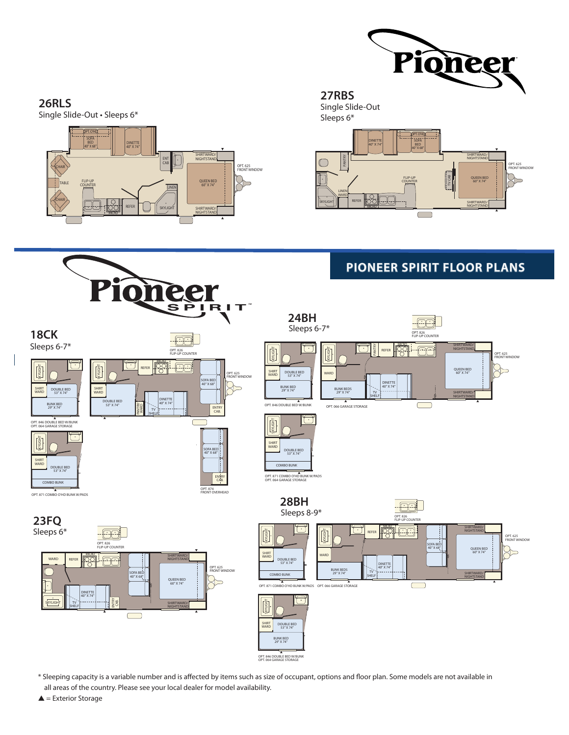# Pioneer

## 26RLS

Single Slide-Out • Sleeps 6*

OPT. O'HD SOFA BED 40" X 68"
DINETTE 40" X 74"
ENT CAB
SHIRTWARD/ NIGHTSTAND
OPT. 625 FRONT WINDOW
CHAIR
TABLE
FLIP-UP COUNTER
QUEEN BED 60" X 74"
LINEN
CHAIR
MICRO
REFER
SKYLIGHT
SHIRTWARD/ NIGHTSTAND

## 27RBS

Single Slide-Out
Sleeps 6*

DINETTE 40" X 74"
OPT. O'HD SOFA BED 40" X 68"
SHIRTWARD/ NIGHTSTAND
OPT. 625 FRONT WINDOW
PANTRY
FLIP-UP COUNTER
TV CAB
QUEEN BED 60" X 74"
LINEN WARD
SKYLIGHT
REFER
MICRO
SHIRTWARD/ NIGHTSTAND

# Pioneer Spirit

## PIONEER SPIRIT FLOOR PLANS

## 18CK

Sleeps 6-7*

OPT. 826 FLIP-UP COUNTER
SKYLIGHT
REFER
MICRO
SHIRT WARD
DOUBLE BED 53" X 74"
BUNK BED 29" X 74"
SOFA BED 40" X 68"
OPT. 625 FRONT WINDOW
DINETTE 40" X 74"
PANTRY WARD
TV SHELF
ENTRY CAB

OPT. 846 DOUBLE BED W/BUNK
OPT. 064 GARAGE STORAGE

SHIRT WARD
DOUBLE BED 53" X 74"
COMBO BUNK

OPT. 871 COMBO O'HD BUNK W/PADS

SOFA BED 40" X 68"
ENTRY CAB
OPT. 874 FRONT OVERHEAD

## 24BH

Sleeps 6-7*

OPT. 826 FLIP-UP COUNTER
SKYLIGHT
SHIRT WARD
DOUBLE BED 53" X 74"
BUNK BED 29" X 74"
OPT. 846 DOUBLE BED W/BUNK
PANTRY
REFER
MICRO
SHIRTWARD/ NIGHTSTAND
OPT. 625 FRONT WINDOW
WARD
DINETTE 40" X 74"
QUEEN BED 60" X 74"
BUNK BEDS 29" X 74"
TV SHELF
SHIRTWARD/ NIGHTSTAND
OPT. 066 GARAGE STORAGE

SHIRT WARD
DOUBLE BED 53" X 74"
COMBO BUNK
OPT. 871 COMBO O'HD BUNK W/PADS
OPT. 064 GARAGE STORAGE

## 23FQ

Sleeps 6*

OPT. 826 FLIP-UP COUNTER
WARD
REFER
MICRO
SHIRTWARD/ NIGHTSTAND
SOFA BED 40" X 68"
QUEEN BED 60" X 74"
OPT. 625 FRONT WINDOW
DINETTE 40" X 74"
SKYLIGHT
TV SHELF
ENTRY CAB
SHIRTWARD/ NIGHTSTAND

## 28BH

Sleeps 8-9*

OPT. 826 FLIP-UP COUNTER
SKYLIGHT
SHIRT WARD
DOUBLE BED 53" X 74"
COMBO BUNK
OPT. 871 COMBO O'HD BUNK W/PADS
REFER
MICRO
SHIRTWARD/ NIGHTSTAND
OPT. 625 FRONT WINDOW
WARD
SOFA BED 40" X 68"
QUEEN BED 60" X 74"
DINETTE 40" X 74"
BUNK BEDS 29" X 74"
TV SHELF
SHIRTWARD/ NIGHTSTAND
OPT. 066 GARAGE STORAGE

SHIRT WARD
DOUBLE BED 53" X 74"
BUNK BED 29" X 74"
OPT. 846 DOUBLE BED W/BUNK
OPT. 064 GARAGE STORAGE

* Sleeping capacity is a variable number and is affected by items such as size of occupant, options and floor plan. Some models are not available in all areas of the country. Please see your local dealer for model availability.

▲ = Exterior Storage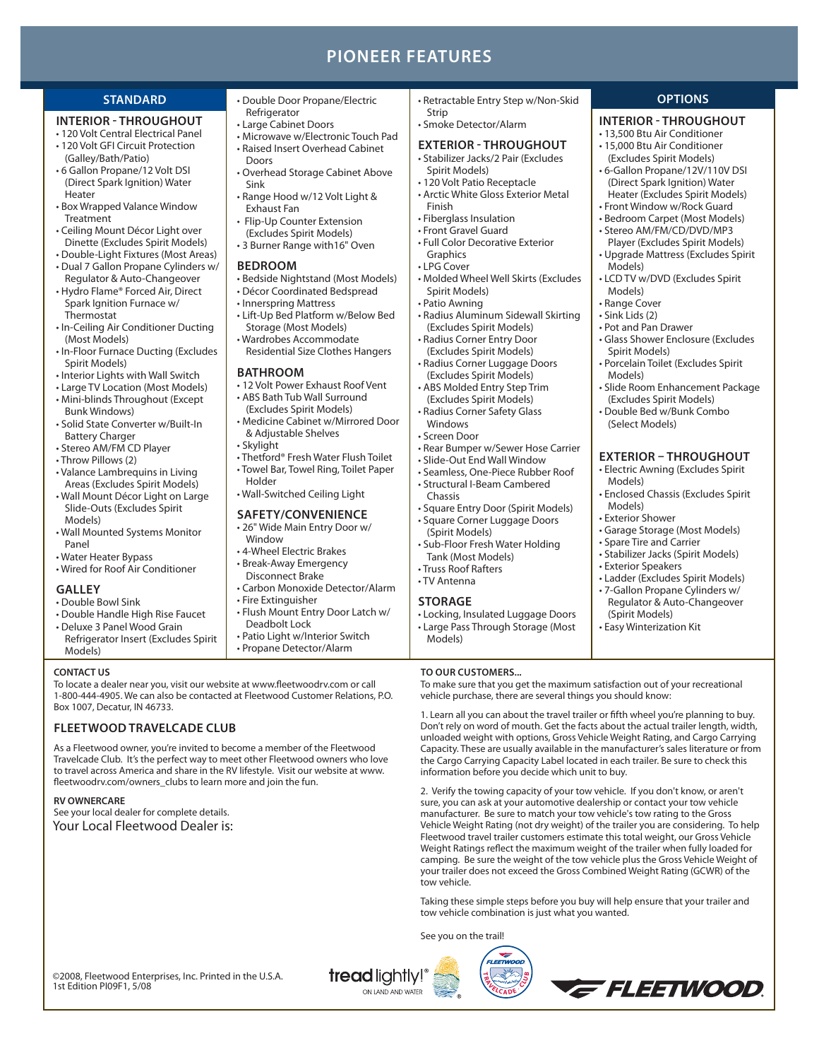# PIONEER FEATURES

## STANDARD

### INTERIOR - THROUGHOUT

- 120 Volt Central Electrical Panel
- 120 Volt GFI Circuit Protection (Galley/Bath/Patio)
- 6 Gallon Propane/12 Volt DSI (Direct Spark Ignition) Water Heater
- Box Wrapped Valance Window Treatment
- Ceiling Mount Décor Light over Dinette (Excludes Spirit Models)
- Double-Light Fixtures (Most Areas)
- Dual 7 Gallon Propane Cylinders w/ Regulator & Auto-Changeover
- Hydro Flame® Forced Air, Direct Spark Ignition Furnace w/ Thermostat
- In-Ceiling Air Conditioner Ducting (Most Models)
- In-Floor Furnace Ducting (Excludes Spirit Models)
- Interior Lights with Wall Switch
- Large TV Location (Most Models)
- Mini-blinds Throughout (Except Bunk Windows)
- Solid State Converter w/Built-In Battery Charger
- Stereo AM/FM CD Player
- Throw Pillows (2)
- Valance Lambrequins in Living Areas (Excludes Spirit Models)
- Wall Mount Décor Light on Large Slide-Outs (Excludes Spirit Models)
- Wall Mounted Systems Monitor Panel
- Water Heater Bypass
- Wired for Roof Air Conditioner

### GALLEY

- Double Bowl Sink
- Double Handle High Rise Faucet
- Deluxe 3 Panel Wood Grain Refrigerator Insert (Excludes Spirit Models)
- Double Door Propane/Electric Refrigerator
- Large Cabinet Doors
- Microwave w/Electronic Touch Pad
- Raised Insert Overhead Cabinet Doors
- Overhead Storage Cabinet Above Sink
- Range Hood w/12 Volt Light & Exhaust Fan
- Flip-Up Counter Extension (Excludes Spirit Models)
- 3 Burner Range with16" Oven

### BEDROOM

- Bedside Nightstand (Most Models)
- Décor Coordinated Bedspread
- Innerspring Mattress
- Lift-Up Bed Platform w/Below Bed Storage (Most Models)
- Wardrobes Accommodate Residential Size Clothes Hangers

### BATHROOM

- 12 Volt Power Exhaust Roof Vent
- ABS Bath Tub Wall Surround (Excludes Spirit Models)
- Medicine Cabinet w/Mirrored Door & Adjustable Shelves
- Skylight
- Thetford® Fresh Water Flush Toilet
- Towel Bar, Towel Ring, Toilet Paper Holder
- Wall-Switched Ceiling Light

### SAFETY/CONVENIENCE

- 26" Wide Main Entry Door w/ Window
- 4-Wheel Electric Brakes
- Break-Away Emergency Disconnect Brake
- Carbon Monoxide Detector/Alarm
- Fire Extinguisher
- Flush Mount Entry Door Latch w/ Deadbolt Lock
- Patio Light w/Interior Switch
- Propane Detector/Alarm
- Retractable Entry Step w/Non-Skid Strip
- Smoke Detector/Alarm

### EXTERIOR - THROUGHOUT

- Stabilizer Jacks/2 Pair (Excludes Spirit Models)
- 120 Volt Patio Receptacle
- Arctic White Gloss Exterior Metal Finish
- Fiberglass Insulation
- Front Gravel Guard
- Full Color Decorative Exterior Graphics
- LPG Cover
- Molded Wheel Well Skirts (Excludes Spirit Models)
- Patio Awning
- Radius Aluminum Sidewall Skirting (Excludes Spirit Models)
- Radius Corner Entry Door (Excludes Spirit Models)
- Radius Corner Luggage Doors (Excludes Spirit Models)
- ABS Molded Entry Step Trim (Excludes Spirit Models)
- Radius Corner Safety Glass Windows
- Screen Door
- Rear Bumper w/Sewer Hose Carrier
- Slide-Out End Wall Window
- Seamless, One-Piece Rubber Roof
- Structural I-Beam Cambered Chassis
- Square Entry Door (Spirit Models)
- Square Corner Luggage Doors (Spirit Models)
- Sub-Floor Fresh Water Holding Tank (Most Models)
- Truss Roof Rafters
- TV Antenna

### STORAGE

- Locking, Insulated Luggage Doors
- Large Pass Through Storage (Most Models)

## OPTIONS

### INTERIOR - THROUGHOUT

- 13,500 Btu Air Conditioner
- 15,000 Btu Air Conditioner (Excludes Spirit Models)
- 6-Gallon Propane/12V/110V DSI (Direct Spark Ignition) Water Heater (Excludes Spirit Models)
- Front Window w/Rock Guard
- Bedroom Carpet (Most Models)
- Stereo AM/FM/CD/DVD/MP3 Player (Excludes Spirit Models)
- Upgrade Mattress (Excludes Spirit Models)
- LCD TV w/DVD (Excludes Spirit Models)
- Range Cover
- Sink Lids (2)
- Pot and Pan Drawer
- Glass Shower Enclosure (Excludes Spirit Models)
- Porcelain Toilet (Excludes Spirit Models)
- Slide Room Enhancement Package (Excludes Spirit Models)
- Double Bed w/Bunk Combo (Select Models)

### EXTERIOR – THROUGHOUT

- Electric Awning (Excludes Spirit Models)
- Enclosed Chassis (Excludes Spirit Models)
- Exterior Shower
- Garage Storage (Most Models)
- Spare Tire and Carrier
- Stabilizer Jacks (Spirit Models)
- Exterior Speakers
- Ladder (Excludes Spirit Models)
- 7-Gallon Propane Cylinders w/ Regulator & Auto-Changeover (Spirit Models)
- Easy Winterization Kit

**CONTACT US**

To locate a dealer near you, visit our website at www.fleetwoodrv.com or call 1-800-444-4905. We can also be contacted at Fleetwood Customer Relations, P.O. Box 1007, Decatur, IN 46733.

## FLEETWOOD TRAVELCADE CLUB

As a Fleetwood owner, you're invited to become a member of the Fleetwood Travelcade Club. It's the perfect way to meet other Fleetwood owners who love to travel across America and share in the RV lifestyle. Visit our website at www. fleetwoodrv.com/owners_clubs to learn more and join the fun.

**RV OWNERCARE**

See your local dealer for complete details.

Your Local Fleetwood Dealer is:

**TO OUR CUSTOMERS...**

To make sure that you get the maximum satisfaction out of your recreational vehicle purchase, there are several things you should know:

1. Learn all you can about the travel trailer or fifth wheel you're planning to buy. Don't rely on word of mouth. Get the facts about the actual trailer length, width, unloaded weight with options, Gross Vehicle Weight Rating, and Cargo Carrying Capacity. These are usually available in the manufacturer's sales literature or from the Cargo Carrying Capacity Label located in each trailer. Be sure to check this information before you decide which unit to buy.

2. Verify the towing capacity of your tow vehicle. If you don't know, or aren't sure, you can ask at your automotive dealership or contact your tow vehicle manufacturer. Be sure to match your tow vehicle's tow rating to the Gross Vehicle Weight Rating (not dry weight) of the trailer you are considering. To help Fleetwood travel trailer customers estimate this total weight, our Gross Vehicle Weight Ratings reflect the maximum weight of the trailer when fully loaded for camping. Be sure the weight of the tow vehicle plus the Gross Vehicle Weight of your trailer does not exceed the Gross Combined Weight Rating (GCWR) of the tow vehicle.

Taking these simple steps before you buy will help ensure that your trailer and tow vehicle combination is just what you wanted.

See you on the trail!

©2008, Fleetwood Enterprises, Inc. Printed in the U.S.A.
1st Edition PI09F1, 5/08

tread lightly!® ON LAND AND WATER

FLEETWOOD TRAVELCADE CLUB

FLEETWOOD